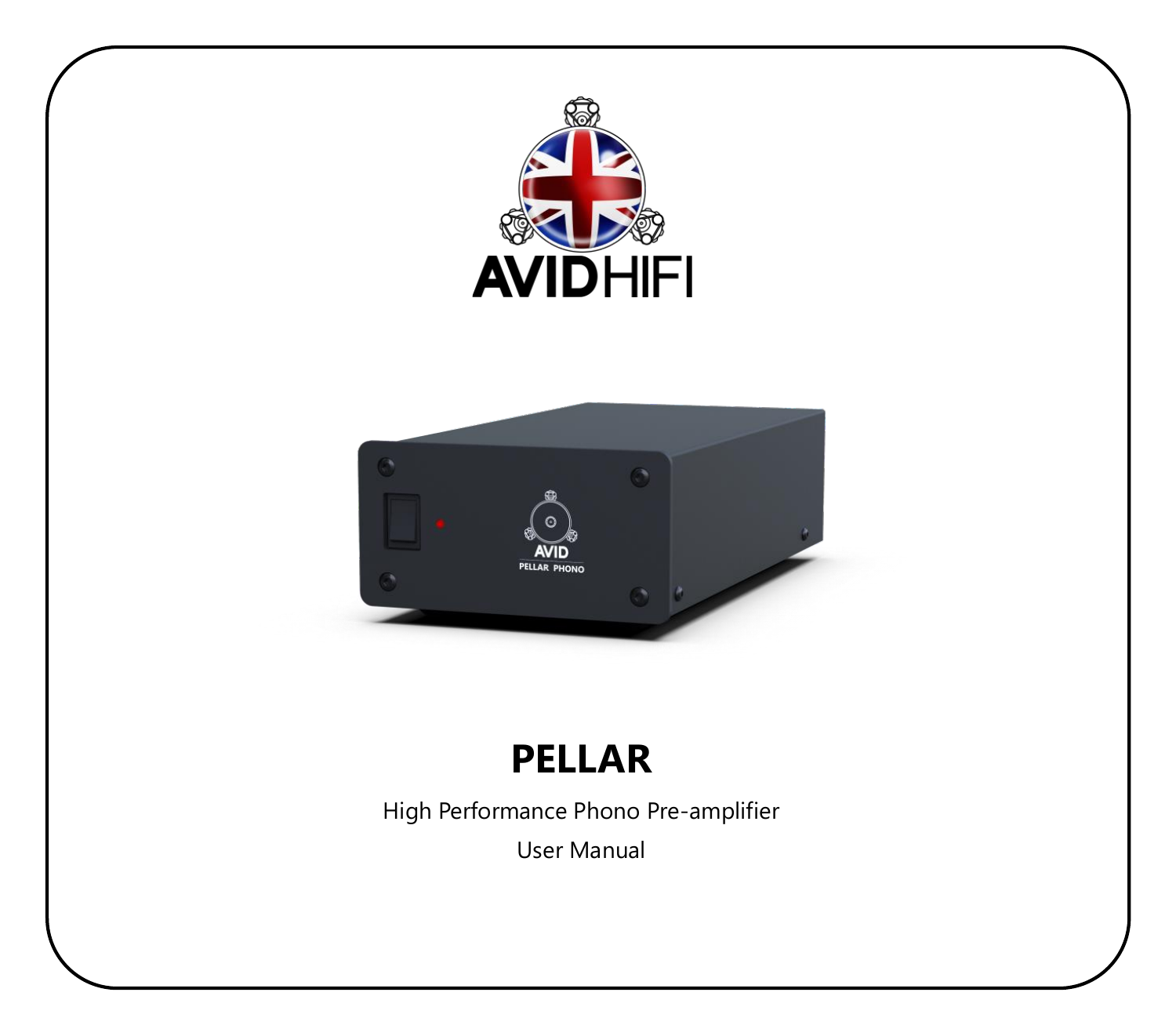AVIDHIFI

# PELLAR

High Performance Phono Pre-amplifier

User Manual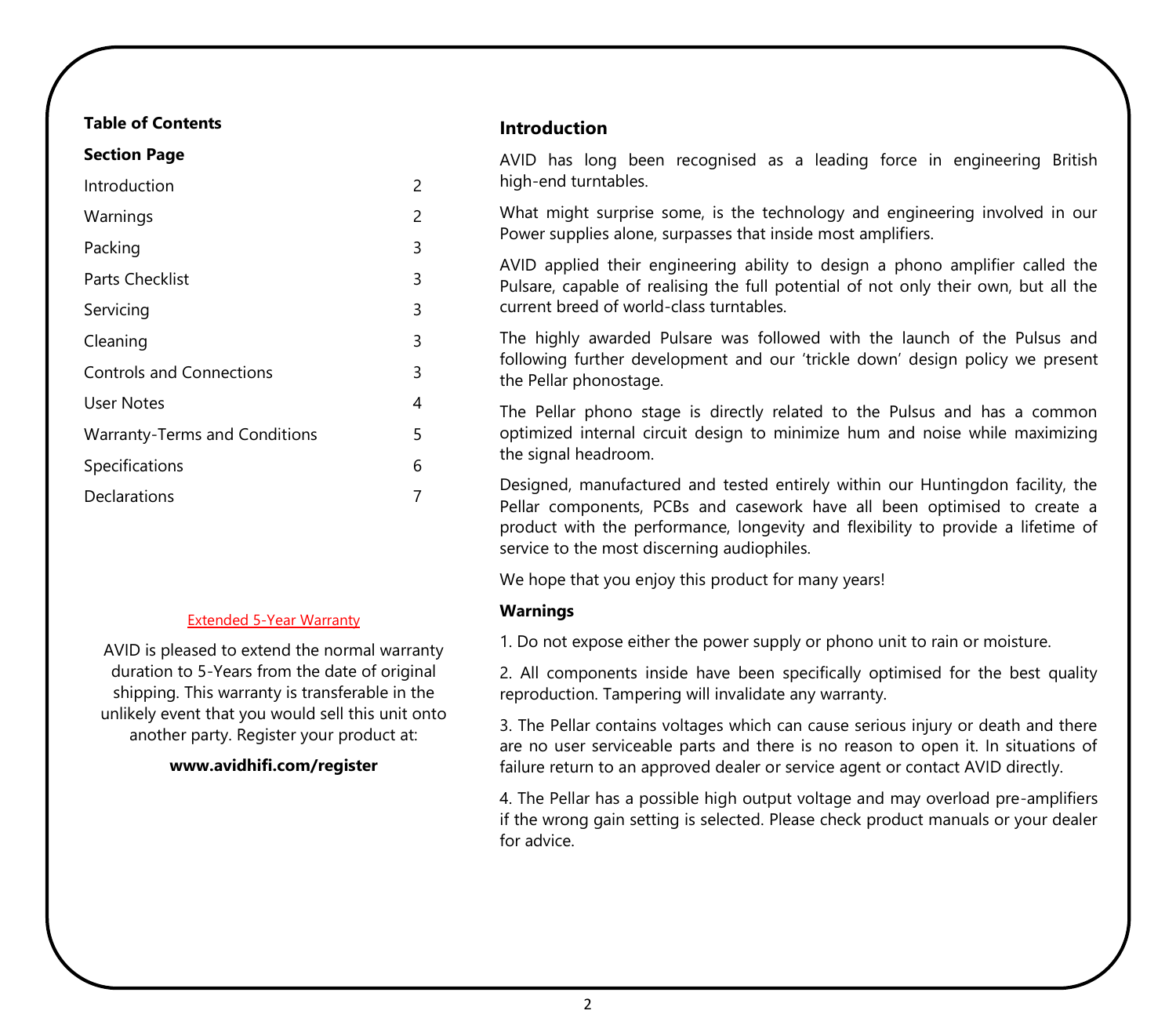**Table of Contents**

| Section | Page |
|---|---|
| Introduction | 2 |
| Warnings | 2 |
| Packing | 3 |
| Parts Checklist | 3 |
| Servicing | 3 |
| Cleaning | 3 |
| Controls and Connections | 3 |
| User Notes | 4 |
| Warranty-Terms and Conditions | 5 |
| Specifications | 6 |
| Declarations | 7 |

Extended 5-Year Warranty

AVID is pleased to extend the normal warranty duration to 5-Years from the date of original shipping. This warranty is transferable in the unlikely event that you would sell this unit onto another party. Register your product at:

**www.avidhifi.com/register**

## Introduction

AVID has long been recognised as a leading force in engineering British high-end turntables.

What might surprise some, is the technology and engineering involved in our Power supplies alone, surpasses that inside most amplifiers.

AVID applied their engineering ability to design a phono amplifier called the Pulsare, capable of realising the full potential of not only their own, but all the current breed of world-class turntables.

The highly awarded Pulsare was followed with the launch of the Pulsus and following further development and our 'trickle down' design policy we present the Pellar phonostage.

The Pellar phono stage is directly related to the Pulsus and has a common optimized internal circuit design to minimize hum and noise while maximizing the signal headroom.

Designed, manufactured and tested entirely within our Huntingdon facility, the Pellar components, PCBs and casework have all been optimised to create a product with the performance, longevity and flexibility to provide a lifetime of service to the most discerning audiophiles.

We hope that you enjoy this product for many years!

### Warnings

1. Do not expose either the power supply or phono unit to rain or moisture.

2. All components inside have been specifically optimised for the best quality reproduction. Tampering will invalidate any warranty.

3. The Pellar contains voltages which can cause serious injury or death and there are no user serviceable parts and there is no reason to open it. In situations of failure return to an approved dealer or service agent or contact AVID directly.

4. The Pellar has a possible high output voltage and may overload pre-amplifiers if the wrong gain setting is selected. Please check product manuals or your dealer for advice.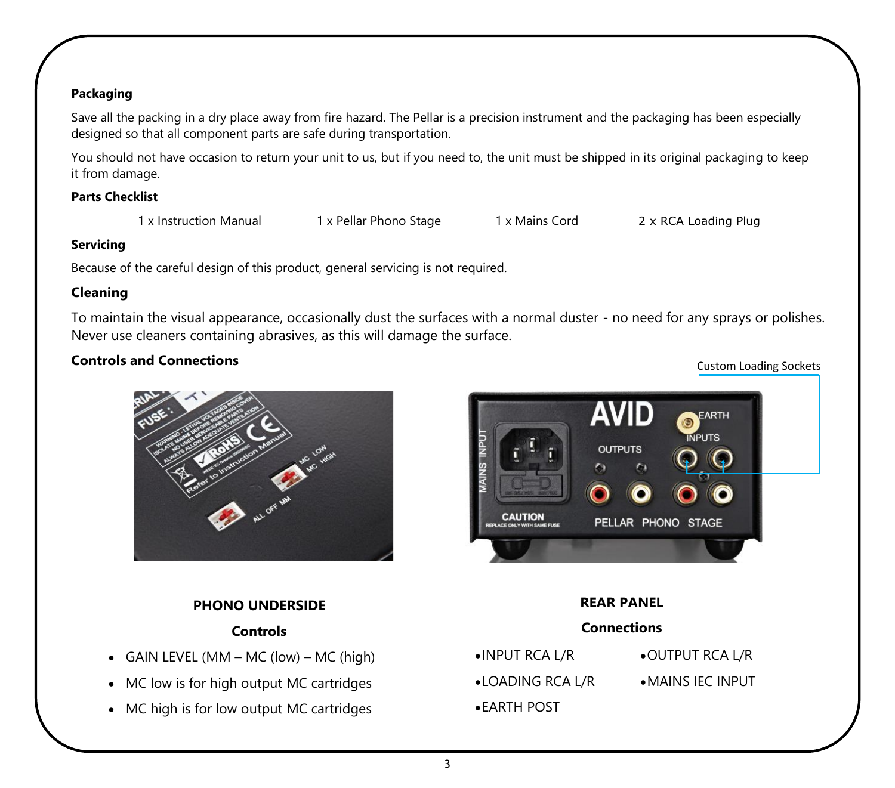**Packaging**

Save all the packing in a dry place away from fire hazard. The Pellar is a precision instrument and the packaging has been especially designed so that all component parts are safe during transportation.

You should not have occasion to return your unit to us, but if you need to, the unit must be shipped in its original packaging to keep it from damage.

**Parts Checklist**

1 x Instruction Manual    1 x Pellar Phono Stage    1 x Mains Cord    2 x RCA Loading Plug

**Servicing**

Because of the careful design of this product, general servicing is not required.

## Cleaning

To maintain the visual appearance, occasionally dust the surfaces with a normal duster - no need for any sprays or polishes. Never use cleaners containing abrasives, as this will damage the surface.

## Controls and Connections

Custom Loading Sockets

**PHONO UNDERSIDE**

**Controls**

- GAIN LEVEL (MM – MC (low) – MC (high)
- MC low is for high output MC cartridges
- MC high is for low output MC cartridges

**REAR PANEL**

**Connections**

- INPUT RCA L/R
- OUTPUT RCA L/R
- LOADING RCA L/R
- MAINS IEC INPUT
- EARTH POST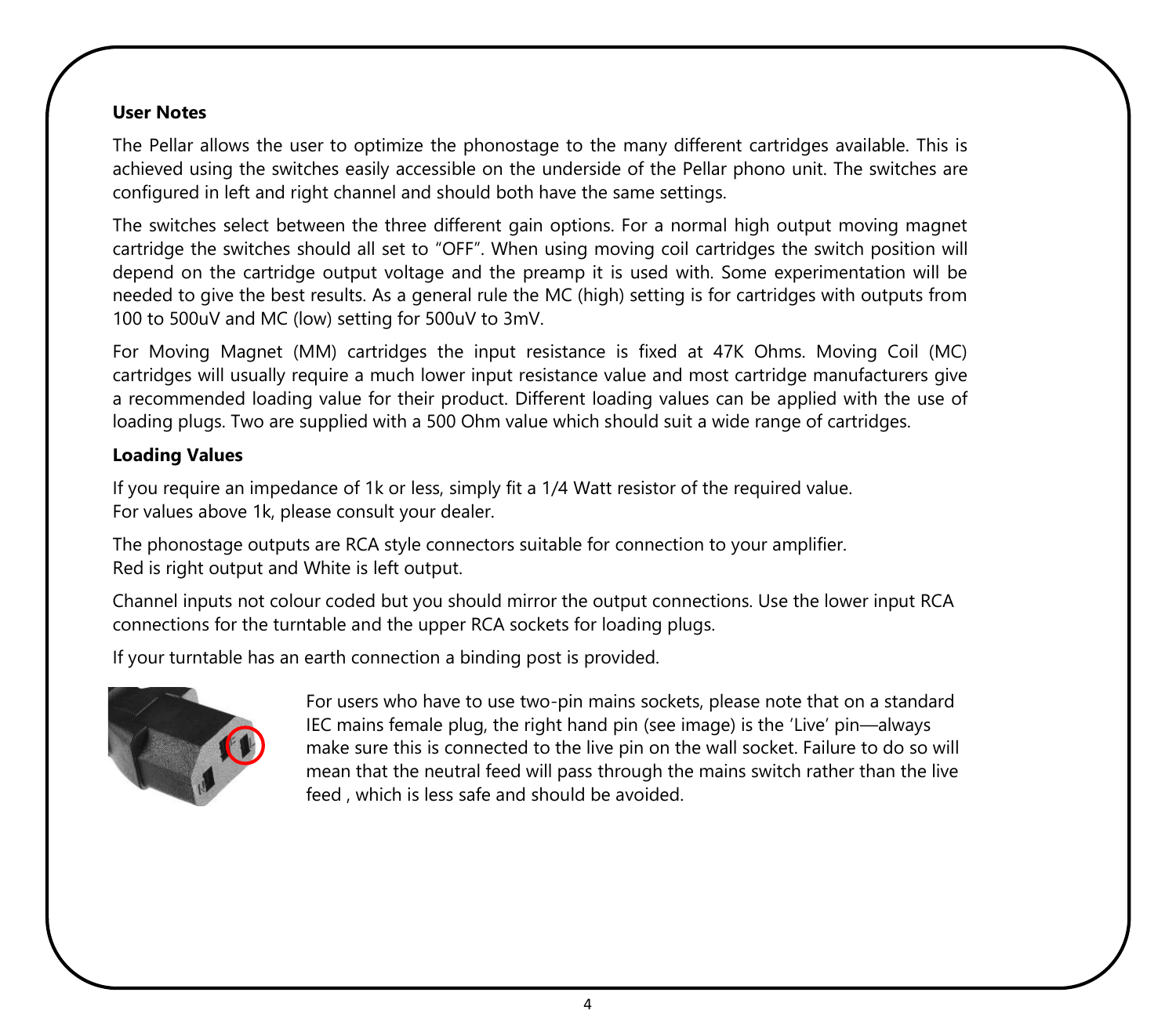**User Notes**

The Pellar allows the user to optimize the phonostage to the many different cartridges available. This is achieved using the switches easily accessible on the underside of the Pellar phono unit. The switches are configured in left and right channel and should both have the same settings.

The switches select between the three different gain options. For a normal high output moving magnet cartridge the switches should all set to "OFF". When using moving coil cartridges the switch position will depend on the cartridge output voltage and the preamp it is used with. Some experimentation will be needed to give the best results. As a general rule the MC (high) setting is for cartridges with outputs from 100 to 500uV and MC (low) setting for 500uV to 3mV.

For Moving Magnet (MM) cartridges the input resistance is fixed at 47K Ohms. Moving Coil (MC) cartridges will usually require a much lower input resistance value and most cartridge manufacturers give a recommended loading value for their product. Different loading values can be applied with the use of loading plugs. Two are supplied with a 500 Ohm value which should suit a wide range of cartridges.

**Loading Values**

If you require an impedance of 1k or less, simply fit a 1/4 Watt resistor of the required value.
For values above 1k, please consult your dealer.

The phonostage outputs are RCA style connectors suitable for connection to your amplifier.
Red is right output and White is left output.

Channel inputs not colour coded but you should mirror the output connections. Use the lower input RCA connections for the turntable and the upper RCA sockets for loading plugs.

If your turntable has an earth connection a binding post is provided.

For users who have to use two-pin mains sockets, please note that on a standard IEC mains female plug, the right hand pin (see image) is the 'Live' pin—always make sure this is connected to the live pin on the wall socket. Failure to do so will mean that the neutral feed will pass through the mains switch rather than the live feed , which is less safe and should be avoided.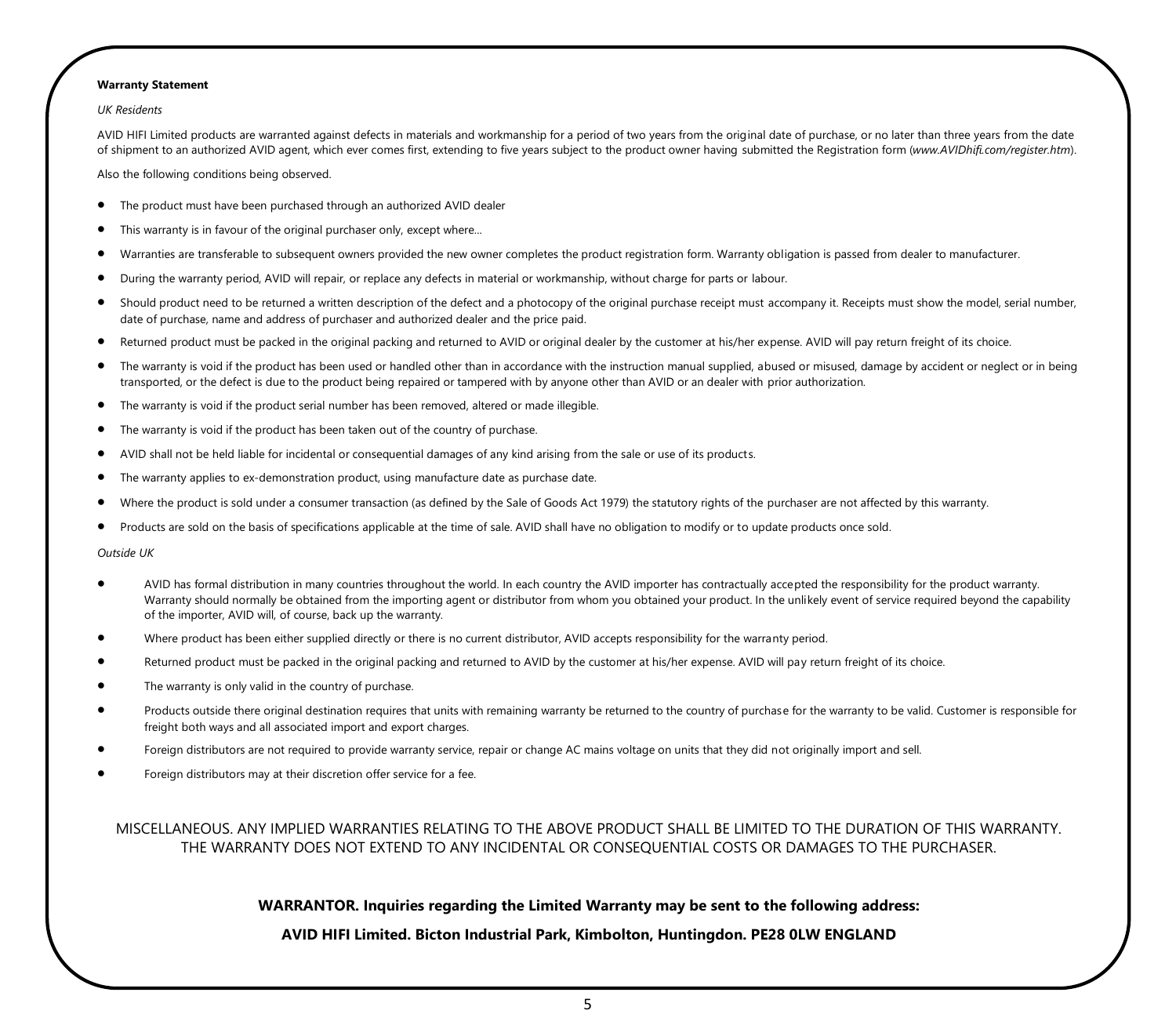**Warranty Statement**

*UK Residents*

AVID HIFI Limited products are warranted against defects in materials and workmanship for a period of two years from the original date of purchase, or no later than three years from the date of shipment to an authorized AVID agent, which ever comes first, extending to five years subject to the product owner having submitted the Registration form (*www.AVIDhifi.com/register.htm*).

Also the following conditions being observed.

- The product must have been purchased through an authorized AVID dealer
- This warranty is in favour of the original purchaser only, except where...
- Warranties are transferable to subsequent owners provided the new owner completes the product registration form. Warranty obligation is passed from dealer to manufacturer.
- During the warranty period, AVID will repair, or replace any defects in material or workmanship, without charge for parts or labour.
- Should product need to be returned a written description of the defect and a photocopy of the original purchase receipt must accompany it. Receipts must show the model, serial number, date of purchase, name and address of purchaser and authorized dealer and the price paid.
- Returned product must be packed in the original packing and returned to AVID or original dealer by the customer at his/her expense. AVID will pay return freight of its choice.
- The warranty is void if the product has been used or handled other than in accordance with the instruction manual supplied, abused or misused, damage by accident or neglect or in being transported, or the defect is due to the product being repaired or tampered with by anyone other than AVID or an dealer with prior authorization.
- The warranty is void if the product serial number has been removed, altered or made illegible.
- The warranty is void if the product has been taken out of the country of purchase.
- AVID shall not be held liable for incidental or consequential damages of any kind arising from the sale or use of its products.
- The warranty applies to ex-demonstration product, using manufacture date as purchase date.
- Where the product is sold under a consumer transaction (as defined by the Sale of Goods Act 1979) the statutory rights of the purchaser are not affected by this warranty.
- Products are sold on the basis of specifications applicable at the time of sale. AVID shall have no obligation to modify or to update products once sold.

*Outside UK*

- AVID has formal distribution in many countries throughout the world. In each country the AVID importer has contractually accepted the responsibility for the product warranty. Warranty should normally be obtained from the importing agent or distributor from whom you obtained your product. In the unlikely event of service required beyond the capability of the importer, AVID will, of course, back up the warranty.
- Where product has been either supplied directly or there is no current distributor, AVID accepts responsibility for the warranty period.
- Returned product must be packed in the original packing and returned to AVID by the customer at his/her expense. AVID will pay return freight of its choice.
- The warranty is only valid in the country of purchase.
- Products outside there original destination requires that units with remaining warranty be returned to the country of purchase for the warranty to be valid. Customer is responsible for freight both ways and all associated import and export charges.
- Foreign distributors are not required to provide warranty service, repair or change AC mains voltage on units that they did not originally import and sell.
- Foreign distributors may at their discretion offer service for a fee.

MISCELLANEOUS. ANY IMPLIED WARRANTIES RELATING TO THE ABOVE PRODUCT SHALL BE LIMITED TO THE DURATION OF THIS WARRANTY. THE WARRANTY DOES NOT EXTEND TO ANY INCIDENTAL OR CONSEQUENTIAL COSTS OR DAMAGES TO THE PURCHASER.

**WARRANTOR. Inquiries regarding the Limited Warranty may be sent to the following address:**

**AVID HIFI Limited. Bicton Industrial Park, Kimbolton, Huntingdon. PE28 0LW ENGLAND**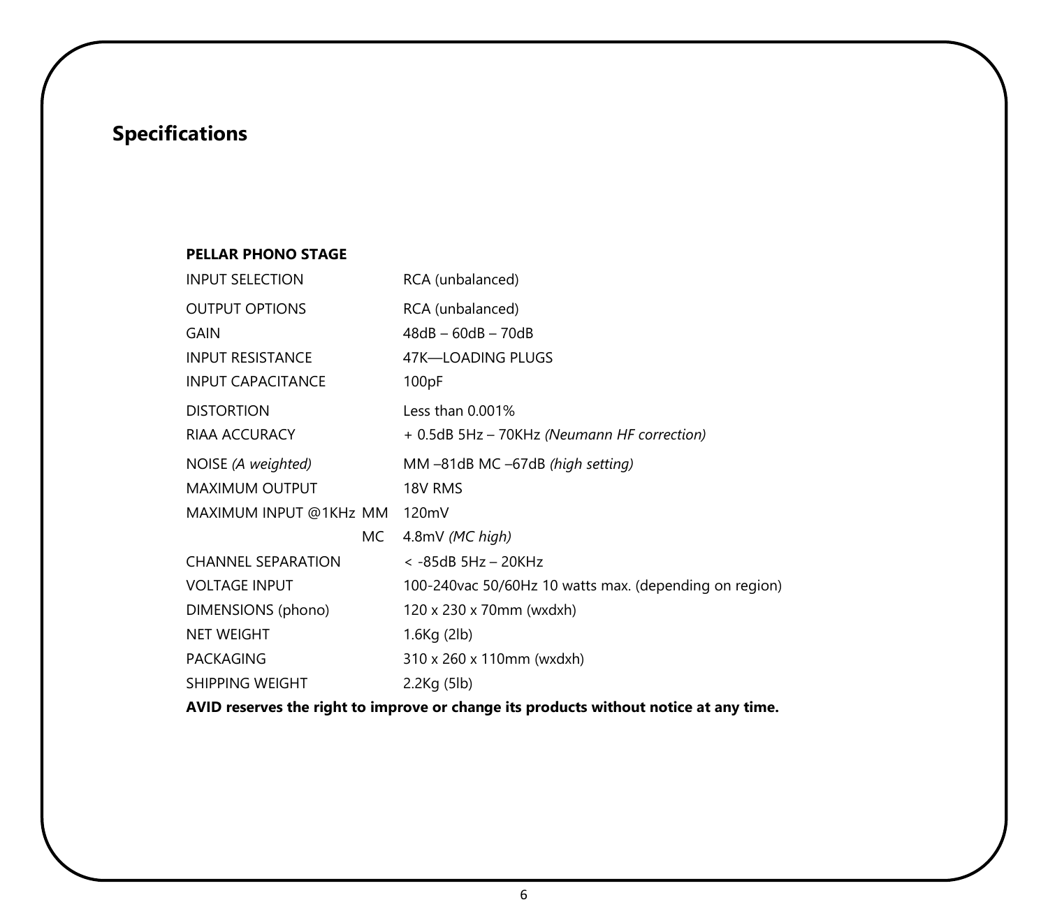## Specifications

**PELLAR PHONO STAGE**

| | |
|---|---|
| INPUT SELECTION | RCA (unbalanced) |
| OUTPUT OPTIONS | RCA (unbalanced) |
| GAIN | 48dB – 60dB – 70dB |
| INPUT RESISTANCE | 47K—LOADING PLUGS |
| INPUT CAPACITANCE | 100pF |
| DISTORTION | Less than 0.001% |
| RIAA ACCURACY | + 0.5dB 5Hz – 70KHz *(Neumann HF correction)* |
| NOISE *(A weighted)* | MM –81dB MC –67dB *(high setting)* |
| MAXIMUM OUTPUT | 18V RMS |
| MAXIMUM INPUT @1KHz MM | 120mV |
| MC | 4.8mV *(MC high)* |
| CHANNEL SEPARATION | < -85dB 5Hz – 20KHz |
| VOLTAGE INPUT | 100-240vac 50/60Hz 10 watts max. (depending on region) |
| DIMENSIONS (phono) | 120 x 230 x 70mm (wxdxh) |
| NET WEIGHT | 1.6Kg (2lb) |
| PACKAGING | 310 x 260 x 110mm (wxdxh) |
| SHIPPING WEIGHT | 2.2Kg (5lb) |

**AVID reserves the right to improve or change its products without notice at any time.**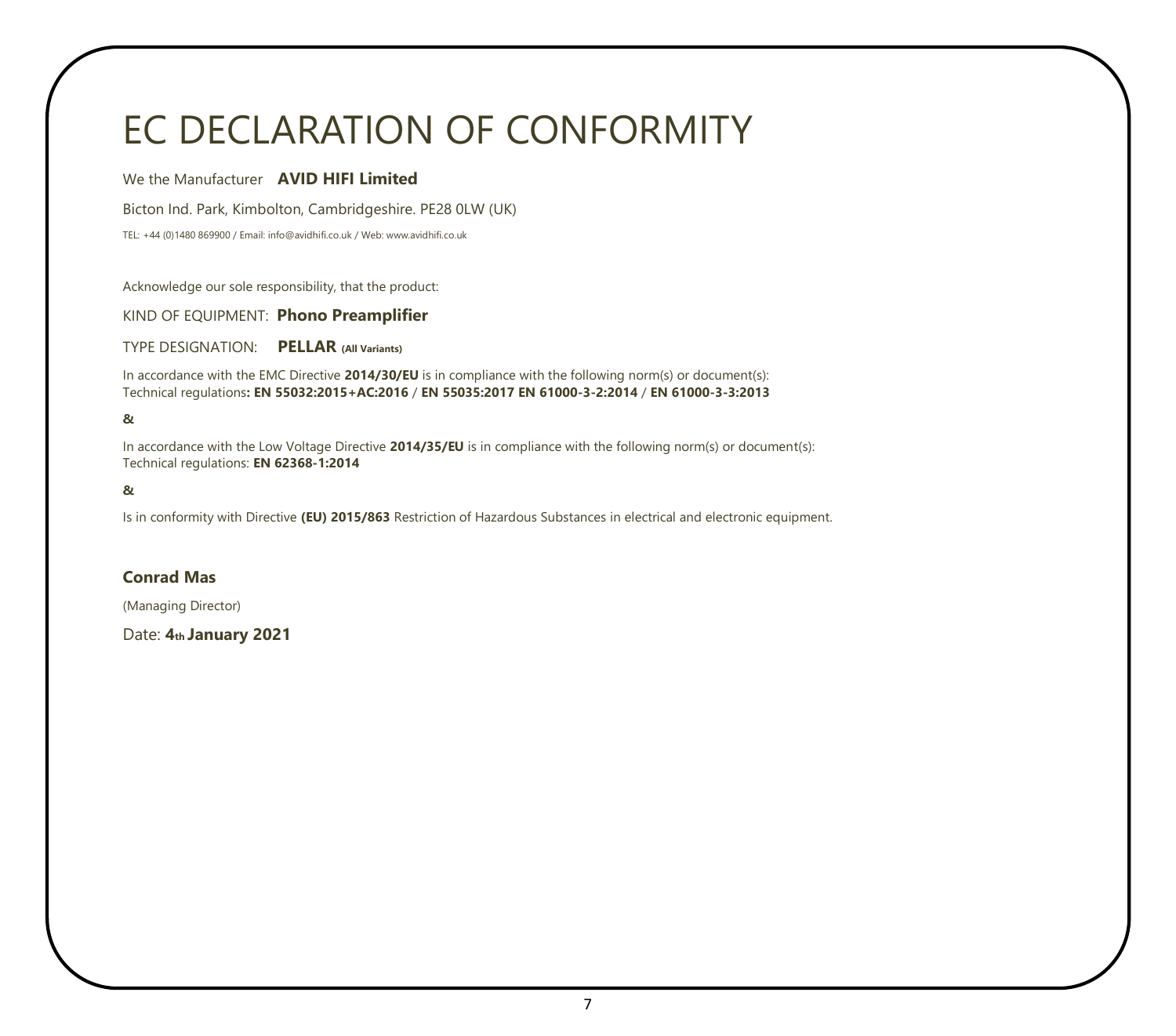# EC DECLARATION OF CONFORMITY

We the Manufacturer **AVID HIFI Limited**

Bicton Ind. Park, Kimbolton, Cambridgeshire. PE28 0LW (UK)

TEL: +44 (0)1480 869900 / Email: info@avidhifi.co.uk / Web: www.avidhifi.co.uk

Acknowledge our sole responsibility, that the product:

KIND OF EQUIPMENT: **Phono Preamplifier**

TYPE DESIGNATION: **PELLAR (All Variants)**

In accordance with the EMC Directive **2014/30/EU** is in compliance with the following norm(s) or document(s):
Technical regulations**: EN 55032:2015+AC:2016** / **EN 55035:2017 EN 61000-3-2:2014** / **EN 61000-3-3:2013**

**&**

In accordance with the Low Voltage Directive **2014/35/EU** is in compliance with the following norm(s) or document(s):
Technical regulations: **EN 62368-1:2014**

**&**

Is in conformity with Directive **(EU) 2015/863** Restriction of Hazardous Substances in electrical and electronic equipment.

**Conrad Mas**

(Managing Director)

Date: **4th January 2021**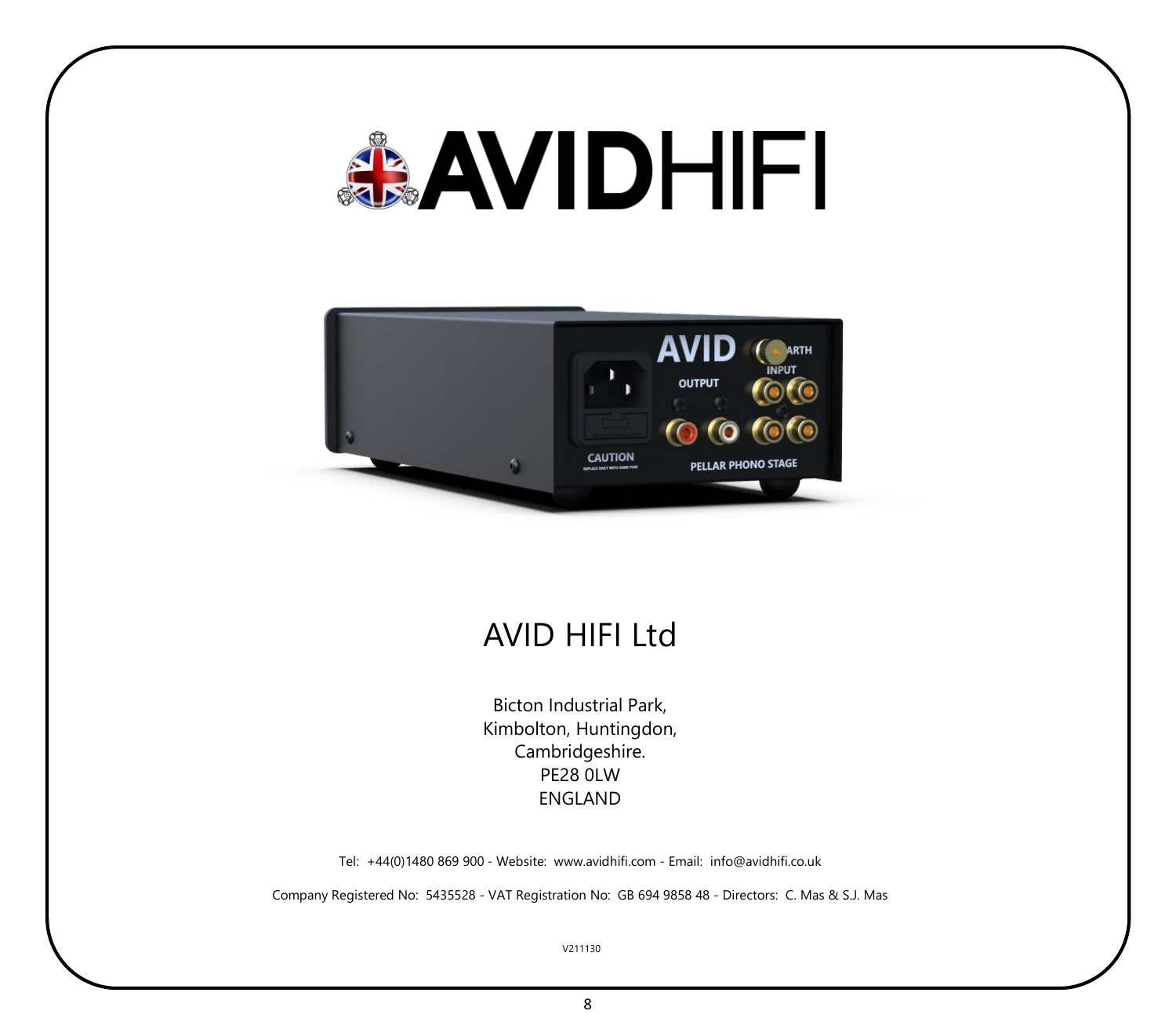# AVIDHIFI

AVID HIFI Ltd

Bicton Industrial Park,
Kimbolton, Huntingdon,
Cambridgeshire.
PE28 0LW
ENGLAND

Tel: +44(0)1480 869 900 - Website: www.avidhifi.com - Email: info@avidhifi.co.uk

Company Registered No: 5435528 - VAT Registration No: GB 694 9858 48 - Directors: C. Mas & S.J. Mas

V211130